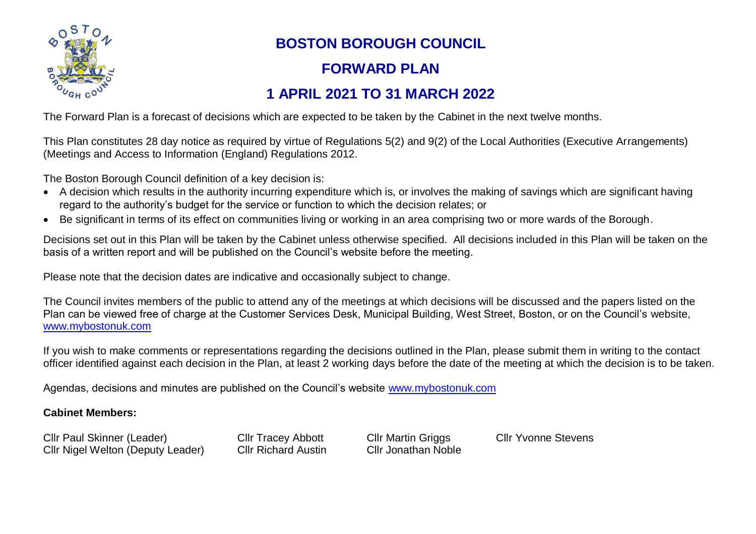# BOSTON BOROUGH COUNCIL

## FORWARD PLAN

## 1 APRIL 2021 TO 31 MARCH 2022

The Forward Plan is a forecast of decisions which are expected to be taken by the Cabinet in the next twelve months.

This Plan constitutes 28 day notice as required by virtue of Regulations 5(2) and 9(2) of the Local Authorities (Executive Arrangements) (Meetings and Access to Information (England) Regulations 2012.

The Boston Borough Council definition of a key decision is:

- A decision which results in the authority incurring expenditure which is, or involves the making of savings which are significant having regard to the authority's budget for the service or function to which the decision relates; or
- Be significant in terms of its effect on communities living or working in an area comprising two or more wards of the Borough.

Decisions set out in this Plan will be taken by the Cabinet unless otherwise specified. All decisions included in this Plan will be taken on the basis of a written report and will be published on the Council's website before the meeting.

Please note that the decision dates are indicative and occasionally subject to change.

The Council invites members of the public to attend any of the meetings at which decisions will be discussed and the papers listed on the Plan can be viewed free of charge at the Customer Services Desk, Municipal Building, West Street, Boston, or on the Council's website, www.mybostonuk.com

If you wish to make comments or representations regarding the decisions outlined in the Plan, please submit them in writing to the contact officer identified against each decision in the Plan, at least 2 working days before the date of the meeting at which the decision is to be taken.

Agendas, decisions and minutes are published on the Council's website www.mybostonuk.com

**Cabinet Members:**

Cllr Paul Skinner (Leader)
Cllr Nigel Welton (Deputy Leader)
Cllr Tracey Abbott
Cllr Richard Austin
Cllr Martin Griggs
Cllr Jonathan Noble
Cllr Yvonne Stevens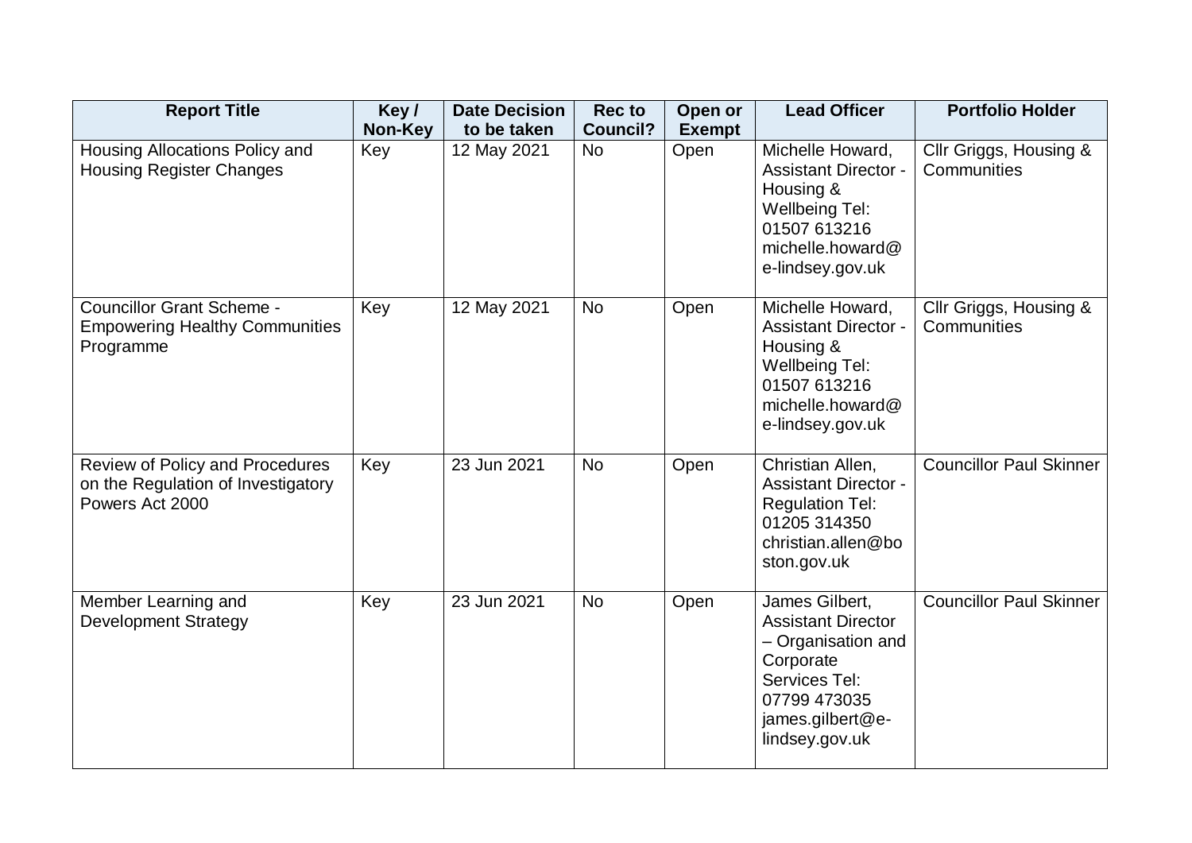| Report Title | Key / Non-Key | Date Decision to be taken | Rec to Council? | Open or Exempt | Lead Officer | Portfolio Holder |
|---|---|---|---|---|---|---|
| Housing Allocations Policy and Housing Register Changes | Key | 12 May 2021 | No | Open | Michelle Howard, Assistant Director - Housing & Wellbeing Tel: 01507 613216 michelle.howard@e-lindsey.gov.uk | Cllr Griggs, Housing & Communities |
| Councillor Grant Scheme - Empowering Healthy Communities Programme | Key | 12 May 2021 | No | Open | Michelle Howard, Assistant Director - Housing & Wellbeing Tel: 01507 613216 michelle.howard@e-lindsey.gov.uk | Cllr Griggs, Housing & Communities |
| Review of Policy and Procedures on the Regulation of Investigatory Powers Act 2000 | Key | 23 Jun 2021 | No | Open | Christian Allen, Assistant Director - Regulation Tel: 01205 314350 christian.allen@boston.gov.uk | Councillor Paul Skinner |
| Member Learning and Development Strategy | Key | 23 Jun 2021 | No | Open | James Gilbert, Assistant Director – Organisation and Corporate Services Tel: 07799 473035 james.gilbert@e-lindsey.gov.uk | Councillor Paul Skinner |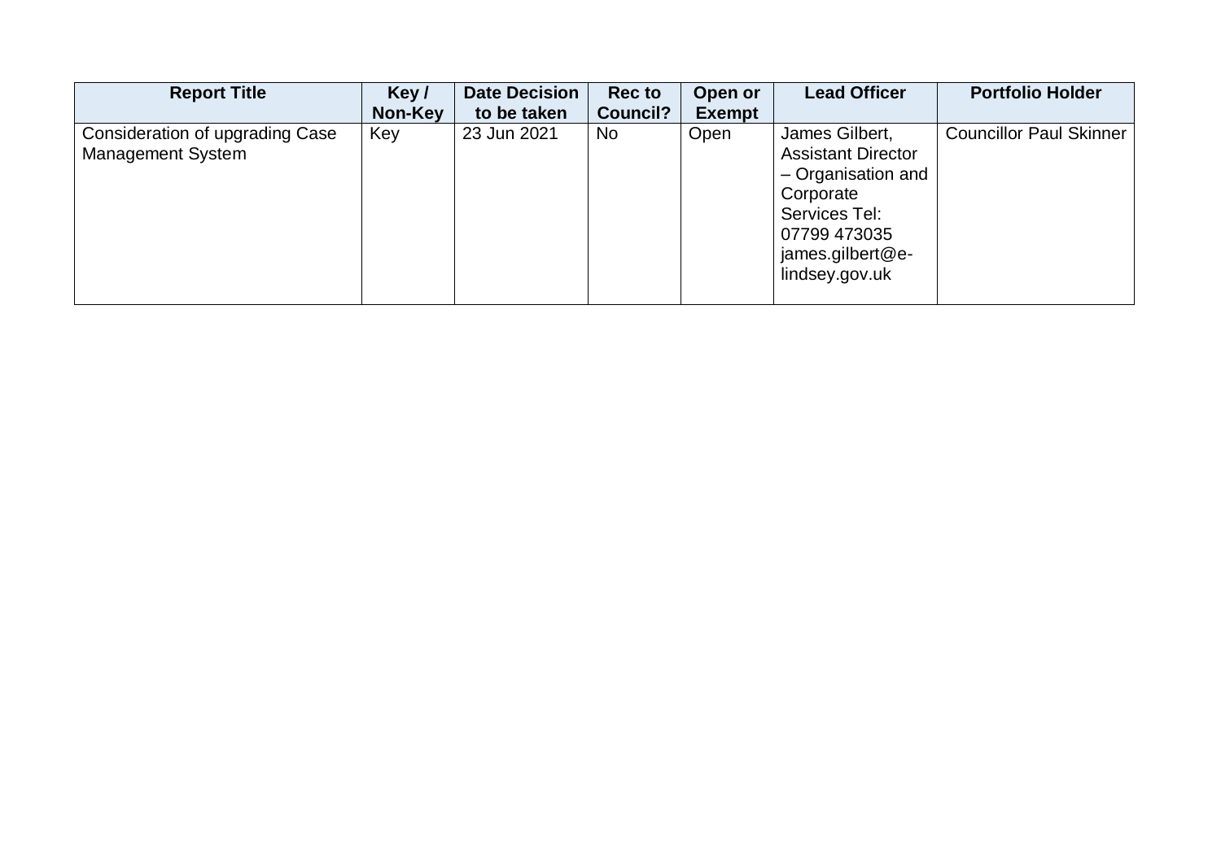| Report Title | Key / Non-Key | Date Decision to be taken | Rec to Council? | Open or Exempt | Lead Officer | Portfolio Holder |
|---|---|---|---|---|---|---|
| Consideration of upgrading Case Management System | Key | 23 Jun 2021 | No | Open | James Gilbert, Assistant Director – Organisation and Corporate Services Tel: 07799 473035 james.gilbert@e-lindsey.gov.uk | Councillor Paul Skinner |